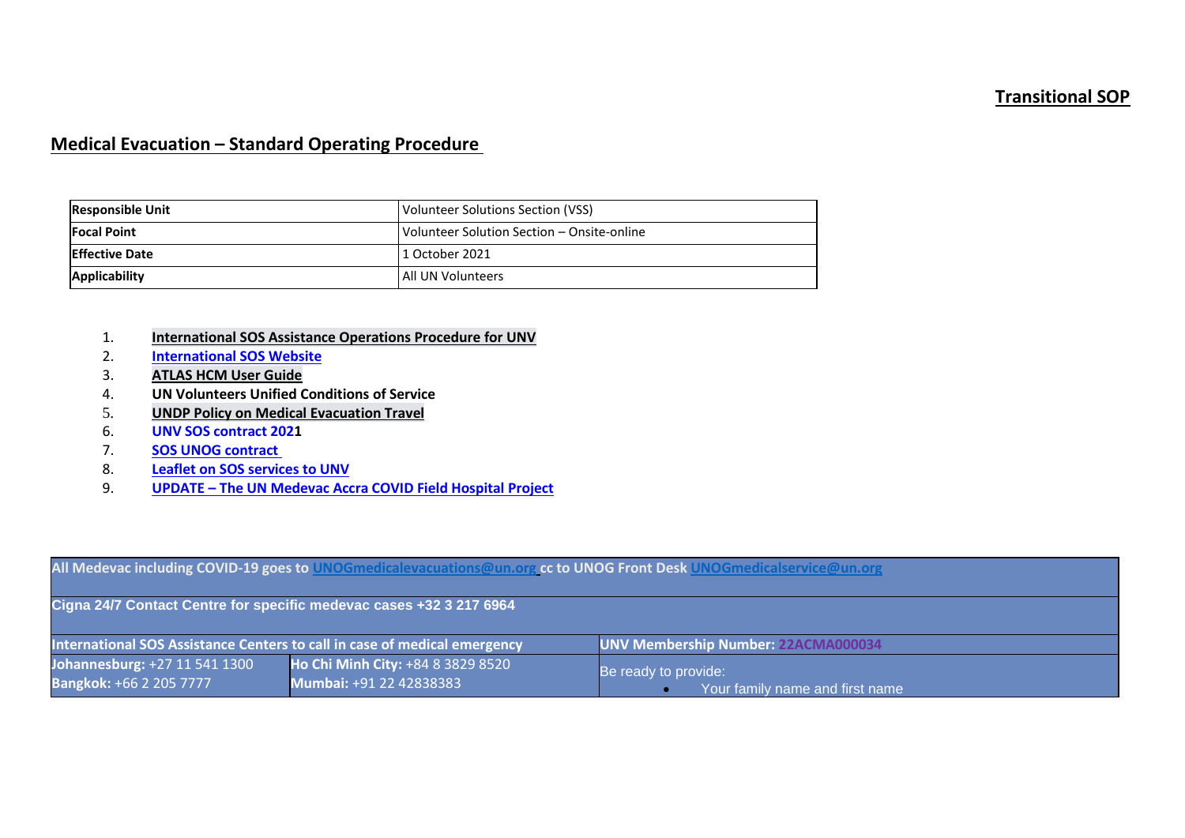**Transitional SOP**

# Medical Evacuation – Standard Operating Procedure

| Responsible Unit | Volunteer Solutions Section (VSS) |
|---|---|
| Focal Point | Volunteer Solution Section – Onsite-online |
| Effective Date | 1 October 2021 |
| Applicability | All UN Volunteers |

1. **International SOS Assistance Operations Procedure for UNV**
2. **International SOS Website**
3. **ATLAS HCM User Guide**
4. **UN Volunteers Unified Conditions of Service**
5. **UNDP Policy on Medical Evacuation Travel**
6. **UNV SOS contract 2021**
7. **SOS UNOG contract**
8. **Leaflet on SOS services to UNV**
9. **UPDATE – The UN Medevac Accra COVID Field Hospital Project**

| **All Medevac including COVID-19 goes to UNOGmedicalevacuations@un.org cc to UNOG Front Desk UNOGmedicalservice@un.org** | | |
|---|---|---|
| **Cigna 24/7 Contact Centre for specific medevac cases +32 3 217 6964** | | |
| **International SOS Assistance Centers to call in case of medical emergency** | | **UNV Membership Number: 22ACMA000034** |
| **Johannesburg:** +27 11 541 1300<br>**Bangkok:** +66 2 205 7777 | **Ho Chi Minh City:** +84 8 3829 8520<br>**Mumbai:** +91 22 42838383 | Be ready to provide:<br>• Your family name and first name |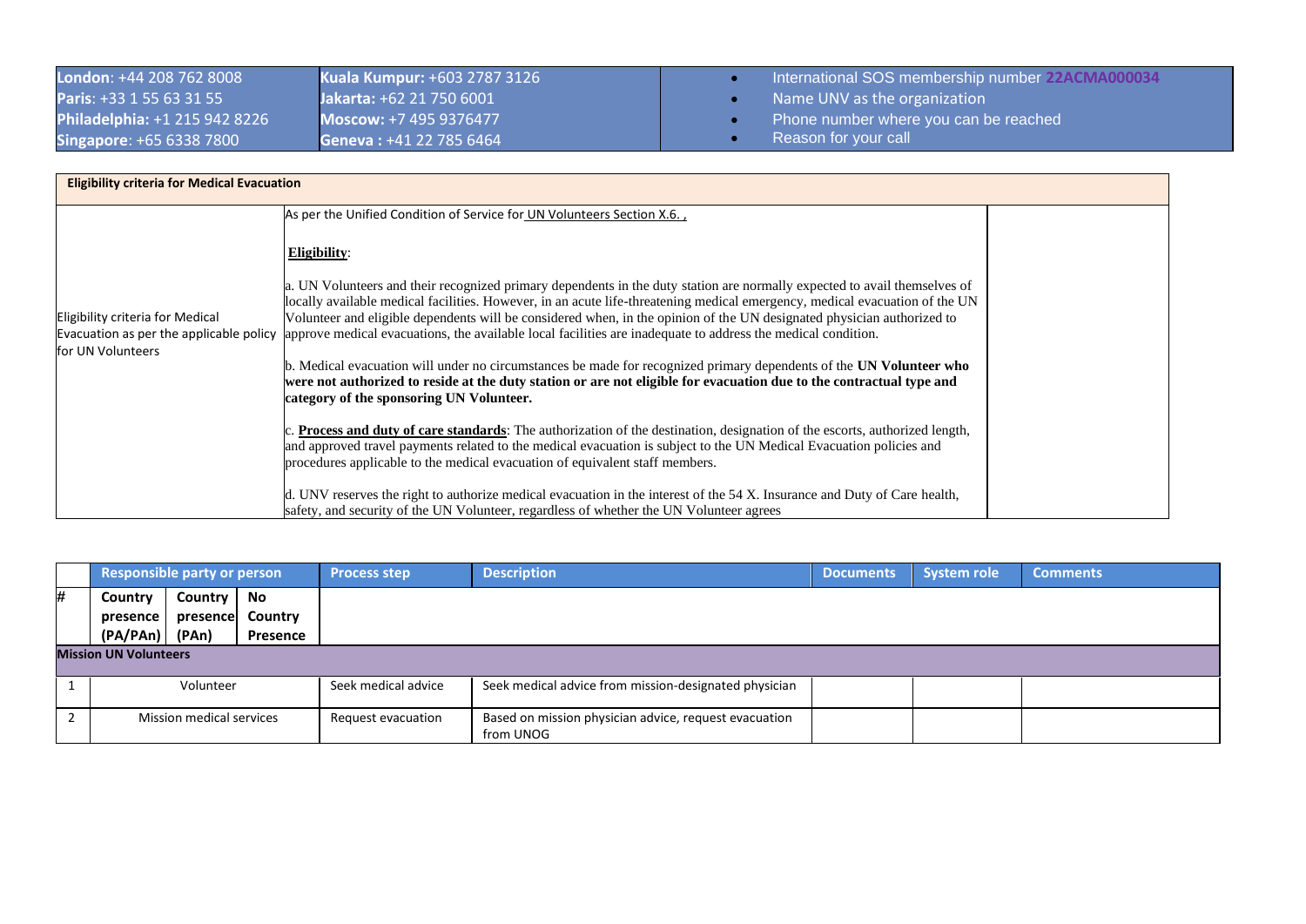| London: +44 208 762 8008 | Kuala Kumpur: +603 2787 3126 | International SOS membership number **22ACMA000034** |
|---|---|---|
| Paris: +33 1 55 63 31 55 | Jakarta: +62 21 750 6001 | Name UNV as the organization |
| Philadelphia: +1 215 942 8226 | Moscow: +7 495 9376477 | Phone number where you can be reached |
| Singapore: +65 6338 7800 | Geneva : +41 22 785 6464 | Reason for your call |

| **Eligibility criteria for Medical Evacuation** | | |
|---|---|---|
| Eligibility criteria for Medical Evacuation as per the applicable policy for UN Volunteers | As per the Unified Condition of Service for UN Volunteers Section X.6. ,<br><br>**Eligibility**:<br><br>a. UN Volunteers and their recognized primary dependents in the duty station are normally expected to avail themselves of locally available medical facilities. However, in an acute life-threatening medical emergency, medical evacuation of the UN Volunteer and eligible dependents will be considered when, in the opinion of the UN designated physician authorized to approve medical evacuations, the available local facilities are inadequate to address the medical condition.<br><br>b. Medical evacuation will under no circumstances be made for recognized primary dependents of the **UN Volunteer who were not authorized to reside at the duty station or are not eligible for evacuation due to the contractual type and category of the sponsoring UN Volunteer.**<br><br>c. **Process and duty of care standards**: The authorization of the destination, designation of the escorts, authorized length, and approved travel payments related to the medical evacuation is subject to the UN Medical Evacuation policies and procedures applicable to the medical evacuation of equivalent staff members.<br><br>d. UNV reserves the right to authorize medical evacuation in the interest of the 54 X. Insurance and Duty of Care health, safety, and security of the UN Volunteer, regardless of whether the UN Volunteer agrees | |

| # | Responsible party or person | | | Process step | Description | Documents | System role | Comments |
|---|---|---|---|---|---|---|---|---|
| | Country presence (PA/PAn) | Country presence (PAn) | No Country Presence | | | | | |
| **Mission UN Volunteers** | | | | | | | | |
| 1 | Volunteer | | | Seek medical advice | Seek medical advice from mission-designated physician | | | |
| 2 | Mission medical services | | | Request evacuation | Based on mission physician advice, request evacuation from UNOG | | | |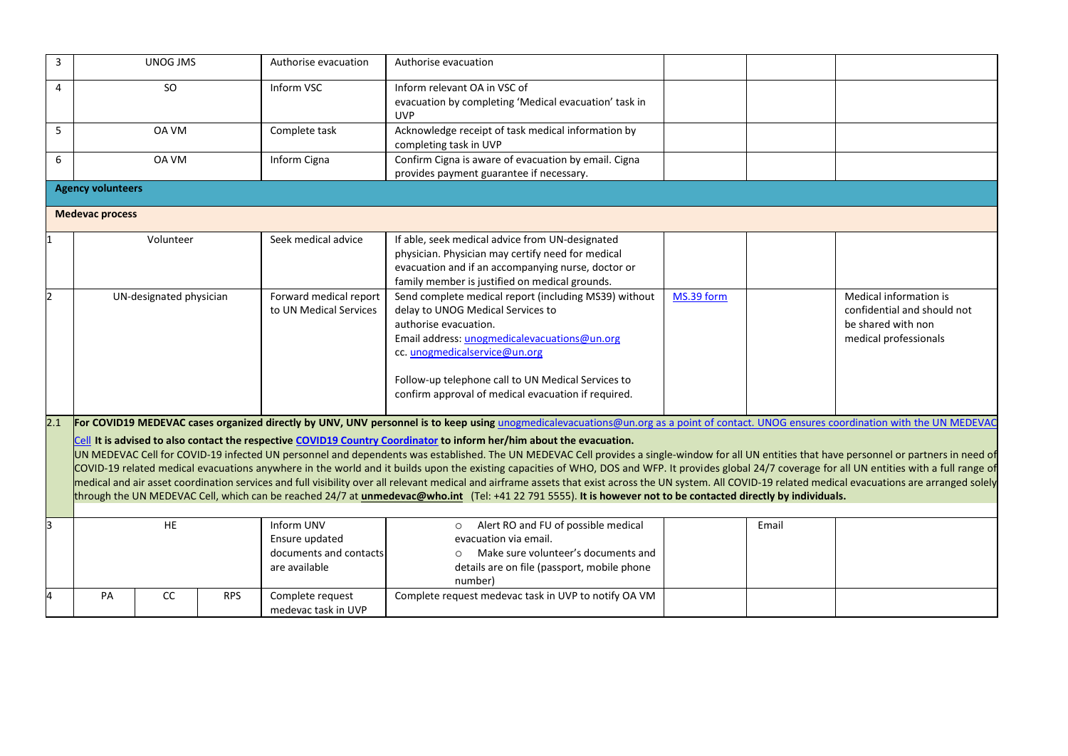| | | | | | | | |
|---|---|---|---|---|---|---|---|
| 3 | UNOG JMS | | | Authorise evacuation | Authorise evacuation | | | |
| 4 | SO | | | Inform VSC | Inform relevant OA in VSC of evacuation by completing 'Medical evacuation' task in UVP | | | |
| 5 | OA VM | | | Complete task | Acknowledge receipt of task medical information by completing task in UVP | | | |
| 6 | OA VM | | | Inform Cigna | Confirm Cigna is aware of evacuation by email. Cigna provides payment guarantee if necessary. | | | |
| **Agency volunteers** | | | | | | | | |
| **Medevac process** | | | | | | | | |
| 1 | Volunteer | | | Seek medical advice | If able, seek medical advice from UN-designated physician. Physician may certify need for medical evacuation and if an accompanying nurse, doctor or family member is justified on medical grounds. | | | |
| 2 | UN-designated physician | | | Forward medical report to UN Medical Services | Send complete medical report (including MS39) without delay to UNOG Medical Services to authorise evacuation.<br>Email address: unogmedicalevacuations@un.org<br>cc. unogmedicalservice@un.org<br><br>Follow-up telephone call to UN Medical Services to confirm approval of medical evacuation if required. | MS.39 form | | Medical information is confidential and should not be shared with non medical professionals |
| 2.1 | **For COVID19 MEDEVAC cases organized directly by UNV, UNV personnel is to keep using** unogmedicalevacuations@un.org as a point of contact. UNOG ensures coordination with the UN MEDEVAC Cell **It is advised to also contact the respective COVID19 Country Coordinator to inform her/him about the evacuation.**<br>UN MEDEVAC Cell for COVID-19 infected UN personnel and dependents was established. The UN MEDEVAC Cell provides a single-window for all UN entities that have personnel or partners in need of COVID-19 related medical evacuations anywhere in the world and it builds upon the existing capacities of WHO, DOS and WFP. It provides global 24/7 coverage for all UN entities with a full range of medical and air asset coordination services and full visibility over all relevant medical and airframe assets that exist across the UN system. All COVID-19 related medical evacuations are arranged solely through the UN MEDEVAC Cell, which can be reached 24/7 at **unmedevac@who.int** (Tel: +41 22 791 5555). **It is however not to be contacted directly by individuals.** | | | | | | | |
| 3 | HE | | | Inform UNV<br>Ensure updated documents and contacts are available | ○ Alert RO and FU of possible medical evacuation via email.<br>○ Make sure volunteer's documents and details are on file (passport, mobile phone number) | | Email | |
| 4 | PA | CC | RPS | Complete request medevac task in UVP | Complete request medevac task in UVP to notify OA VM | | | |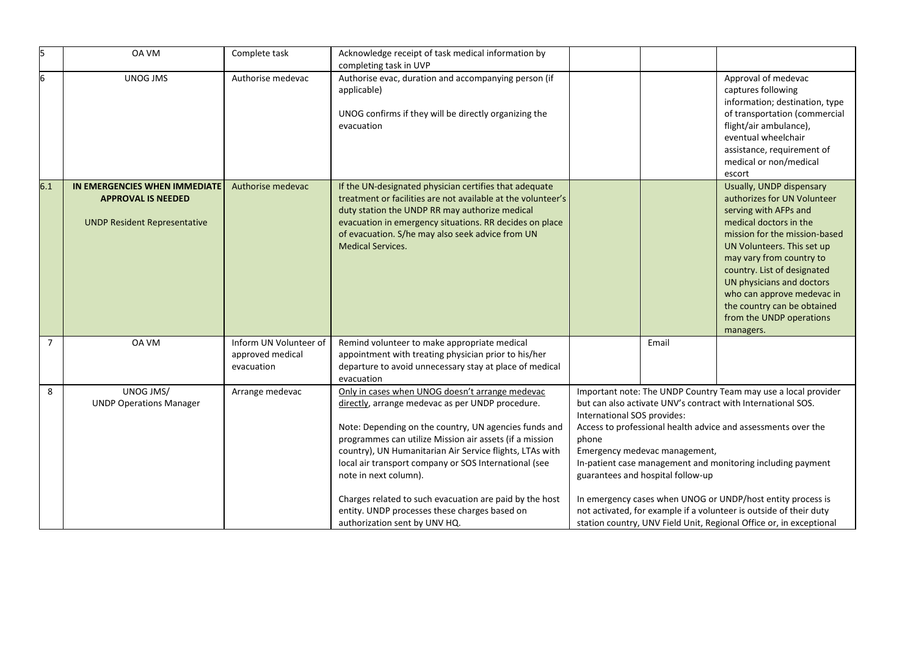| 5 | OA VM | Complete task | Acknowledge receipt of task medical information by completing task in UVP | | | |
|---|---|---|---|---|---|---|
| 6 | UNOG JMS | Authorise medevac | Authorise evac, duration and accompanying person (if applicable)<br><br>UNOG confirms if they will be directly organizing the evacuation | | | Approval of medevac captures following information; destination, type of transportation (commercial flight/air ambulance), eventual wheelchair assistance, requirement of medical or non/medical escort |
| 6.1 | **IN EMERGENCIES WHEN IMMEDIATE APPROVAL IS NEEDED**<br><br>UNDP Resident Representative | Authorise medevac | If the UN-designated physician certifies that adequate treatment or facilities are not available at the volunteer's duty station the UNDP RR may authorize medical evacuation in emergency situations. RR decides on place of evacuation. S/he may also seek advice from UN Medical Services. | | | Usually, UNDP dispensary authorizes for UN Volunteer serving with AFPs and medical doctors in the mission for the mission-based UN Volunteers. This set up may vary from country to country. List of designated UN physicians and doctors who can approve medevac in the country can be obtained from the UNDP operations managers. |
| 7 | OA VM | Inform UN Volunteer of approved medical evacuation | Remind volunteer to make appropriate medical appointment with treating physician prior to his/her departure to avoid unnecessary stay at place of medical evacuation | | Email | |
| 8 | UNOG JMS/<br>UNDP Operations Manager | Arrange medevac | <u>Only in cases when UNOG doesn't arrange medevac directly</u>, arrange medevac as per UNDP procedure.<br><br>Note: Depending on the country, UN agencies funds and programmes can utilize Mission air assets (if a mission country), UN Humanitarian Air Service flights, LTAs with local air transport company or SOS International (see note in next column).<br><br>Charges related to such evacuation are paid by the host entity. UNDP processes these charges based on authorization sent by UNV HQ. | Important note: The UNDP Country Team may use a local provider but can also activate UNV's contract with International SOS.<br>International SOS provides:<br>Access to professional health advice and assessments over the phone<br>Emergency medevac management,<br>In-patient case management and monitoring including payment guarantees and hospital follow-up<br><br>In emergency cases when UNOG or UNDP/host entity process is not activated, for example if a volunteer is outside of their duty station country, UNV Field Unit, Regional Office or, in exceptional | | |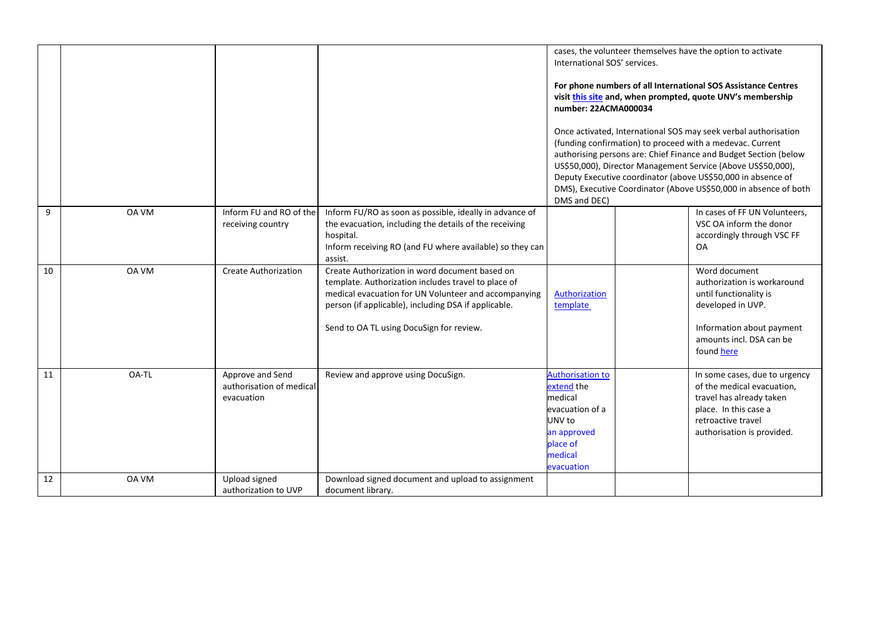| | | | | | | |
|---|---|---|---|---|---|---|
| | | | | cases, the volunteer themselves have the option to activate International SOS' services.<br><br>**For phone numbers of all International SOS Assistance Centres visit this site and, when prompted, quote UNV's membership number: 22ACMA000034**<br><br>Once activated, International SOS may seek verbal authorisation (funding confirmation) to proceed with a medevac. Current authorising persons are: Chief Finance and Budget Section (below US$50,000), Director Management Service (Above US$50,000), Deputy Executive coordinator (above US$50,000 in absence of DMS), Executive Coordinator (Above US$50,000 in absence of both DMS and DEC) | | |
| 9 | OA VM | Inform FU and RO of the receiving country | Inform FU/RO as soon as possible, ideally in advance of the evacuation, including the details of the receiving hospital.<br>Inform receiving RO (and FU where available) so they can assist. | | | In cases of FF UN Volunteers, VSC OA inform the donor accordingly through VSC FF OA |
| 10 | OA VM | Create Authorization | Create Authorization in word document based on template. Authorization includes travel to place of medical evacuation for UN Volunteer and accompanying person (if applicable), including DSA if applicable.<br><br>Send to OA TL using DocuSign for review. | Authorization template | | Word document authorization is workaround until functionality is developed in UVP.<br><br>Information about payment amounts incl. DSA can be found here |
| 11 | OA-TL | Approve and Send authorisation of medical evacuation | Review and approve using DocuSign. | Authorisation to extend the medical evacuation of a UNV to an approved place of medical evacuation | | In some cases, due to urgency of the medical evacuation, travel has already taken place. In this case a retroactive travel authorisation is provided. |
| 12 | OA VM | Upload signed authorization to UVP | Download signed document and upload to assignment document library. | | | |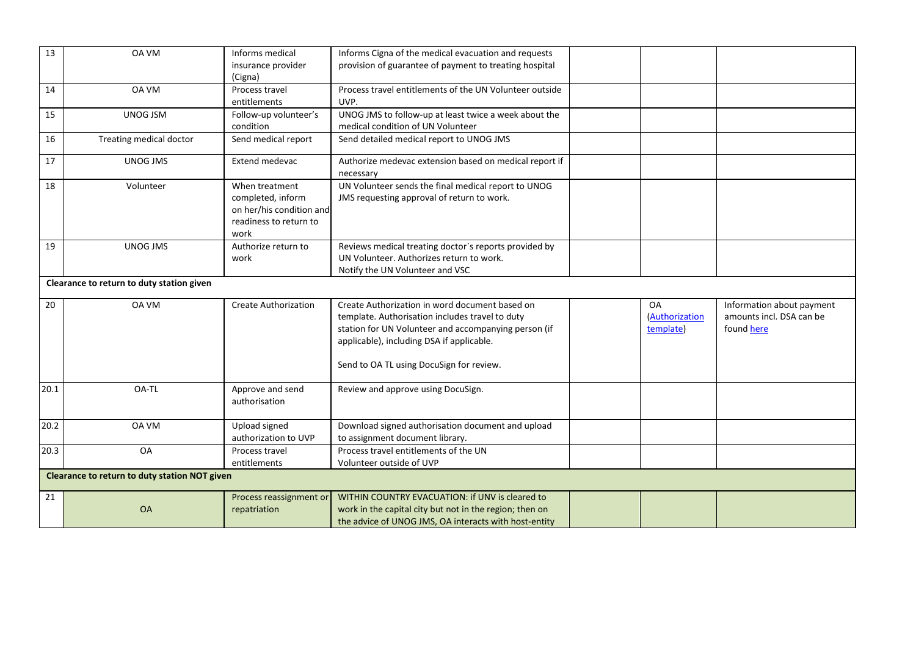| | | | | | | |
|---|---|---|---|---|---|---|
| 13 | OA VM | Informs medical insurance provider (Cigna) | Informs Cigna of the medical evacuation and requests provision of guarantee of payment to treating hospital | | | |
| 14 | OA VM | Process travel entitlements | Process travel entitlements of the UN Volunteer outside UVP. | | | |
| 15 | UNOG JSM | Follow-up volunteer's condition | UNOG JMS to follow-up at least twice a week about the medical condition of UN Volunteer | | | |
| 16 | Treating medical doctor | Send medical report | Send detailed medical report to UNOG JMS | | | |
| 17 | UNOG JMS | Extend medevac | Authorize medevac extension based on medical report if necessary | | | |
| 18 | Volunteer | When treatment completed, inform on her/his condition and readiness to return to work | UN Volunteer sends the final medical report to UNOG JMS requesting approval of return to work. | | | |
| 19 | UNOG JMS | Authorize return to work | Reviews medical treating doctor`s reports provided by UN Volunteer. Authorizes return to work.<br>Notify the UN Volunteer and VSC | | | |
| **Clearance to return to duty station given** | | | | | | |
| 20 | OA VM | Create Authorization | Create Authorization in word document based on template. Authorisation includes travel to duty station for UN Volunteer and accompanying person (if applicable), including DSA if applicable.<br><br>Send to OA TL using DocuSign for review. | | OA (Authorization template) | Information about payment amounts incl. DSA can be found here |
| 20.1 | OA-TL | Approve and send authorisation | Review and approve using DocuSign. | | | |
| 20.2 | OA VM | Upload signed authorization to UVP | Download signed authorisation document and upload to assignment document library. | | | |
| 20.3 | OA | Process travel entitlements | Process travel entitlements of the UN Volunteer outside of UVP | | | |
| **Clearance to return to duty station NOT given** | | | | | | |
| 21 | OA | Process reassignment or repatriation | WITHIN COUNTRY EVACUATION: if UNV is cleared to work in the capital city but not in the region; then on the advice of UNOG JMS, OA interacts with host-entity | | | |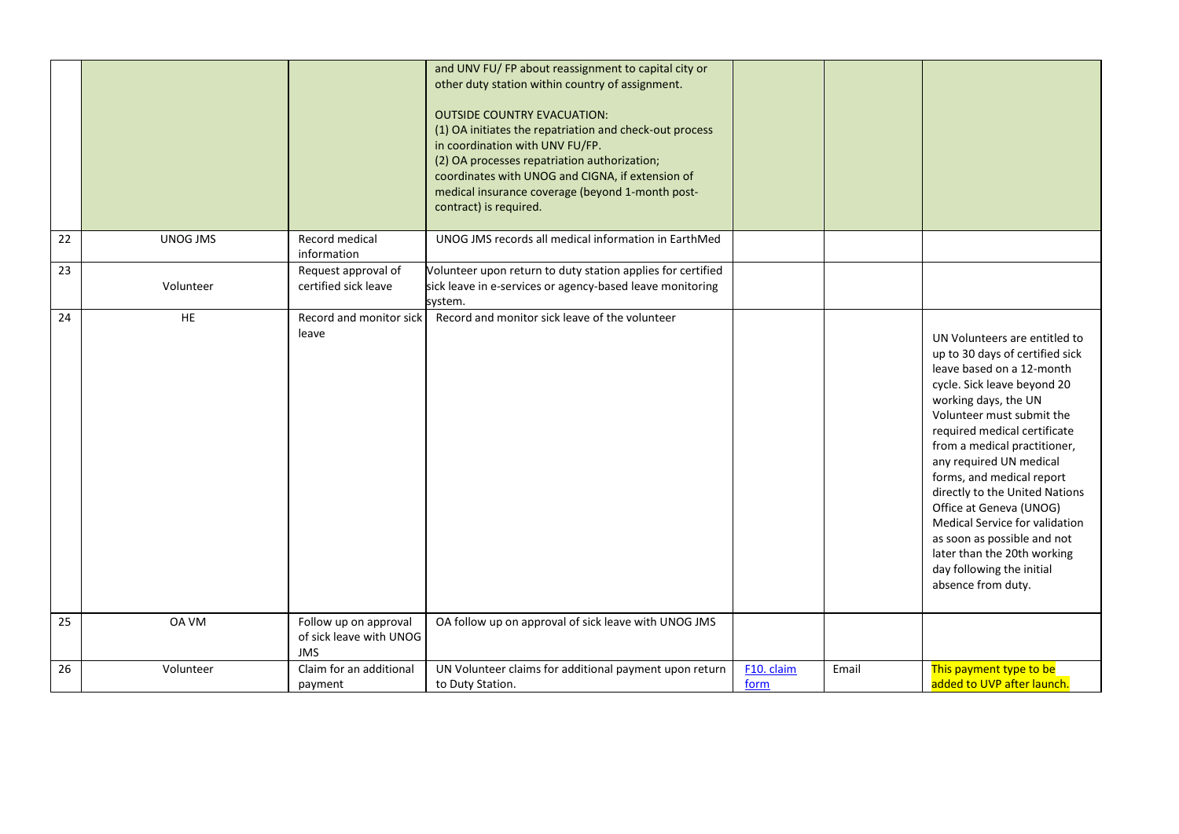| | | | | | | |
|---|---|---|---|---|---|---|
| | | | and UNV FU/ FP about reassignment to capital city or other duty station within country of assignment.<br><br>OUTSIDE COUNTRY EVACUATION:<br>(1) OA initiates the repatriation and check-out process in coordination with UNV FU/FP.<br>(2) OA processes repatriation authorization; coordinates with UNOG and CIGNA, if extension of medical insurance coverage (beyond 1-month post-contract) is required. | | | |
| 22 | UNOG JMS | Record medical information | UNOG JMS records all medical information in EarthMed | | | |
| 23 | Volunteer | Request approval of certified sick leave | Volunteer upon return to duty station applies for certified sick leave in e-services or agency-based leave monitoring system. | | | |
| 24 | HE | Record and monitor sick leave | Record and monitor sick leave of the volunteer | | | UN Volunteers are entitled to up to 30 days of certified sick leave based on a 12-month cycle. Sick leave beyond 20 working days, the UN Volunteer must submit the required medical certificate from a medical practitioner, any required UN medical forms, and medical report directly to the United Nations Office at Geneva (UNOG) Medical Service for validation as soon as possible and not later than the 20th working day following the initial absence from duty. |
| 25 | OA VM | Follow up on approval of sick leave with UNOG JMS | OA follow up on approval of sick leave with UNOG JMS | | | |
| 26 | Volunteer | Claim for an additional payment | UN Volunteer claims for additional payment upon return to Duty Station. | F10. claim form | Email | This payment type to be added to UVP after launch. |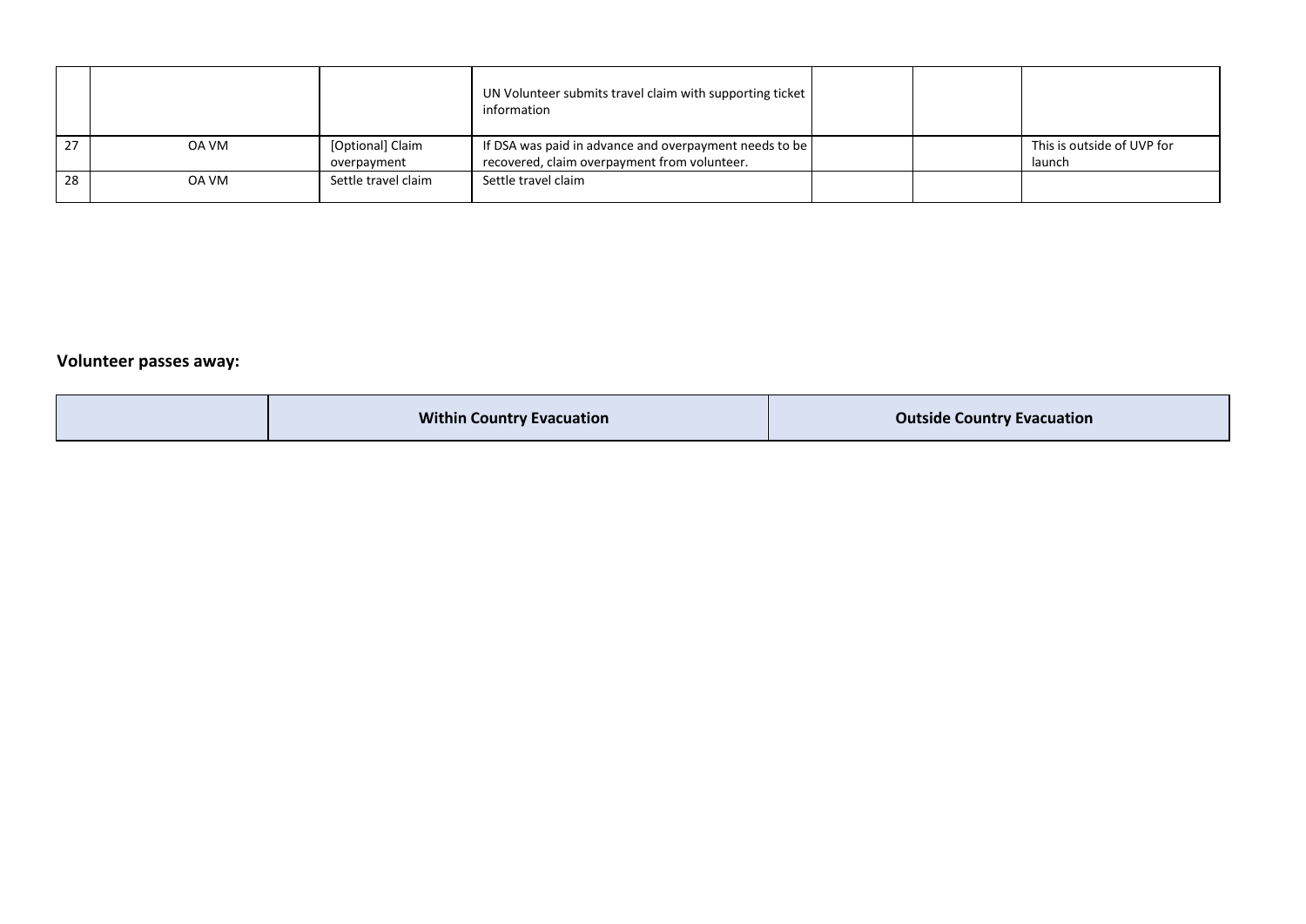| | | | | | | |
|---|---|---|---|---|---|---|
| | | | UN Volunteer submits travel claim with supporting ticket information | | | |
| 27 | OA VM | [Optional] Claim overpayment | If DSA was paid in advance and overpayment needs to be recovered, claim overpayment from volunteer. | | | This is outside of UVP for launch |
| 28 | OA VM | Settle travel claim | Settle travel claim | | | |

**Volunteer passes away:**

| | Within Country Evacuation | Outside Country Evacuation |
|---|---|---|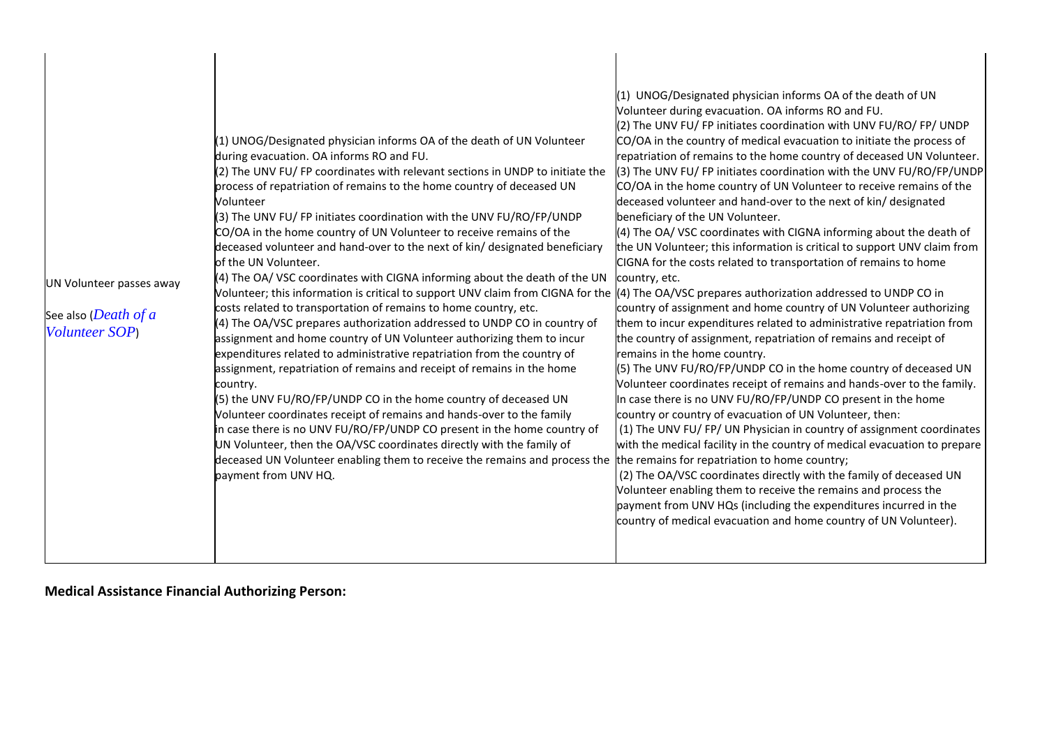| | | |
|---|---|---|
| UN Volunteer passes away<br><br>See also (*Death of a Volunteer SOP*) | (1) UNOG/Designated physician informs OA of the death of UN Volunteer during evacuation. OA informs RO and FU.<br>(2) The UNV FU/ FP coordinates with relevant sections in UNDP to initiate the process of repatriation of remains to the home country of deceased UN Volunteer<br>(3) The UNV FU/ FP initiates coordination with the UNV FU/RO/FP/UNDP CO/OA in the home country of UN Volunteer to receive remains of the deceased volunteer and hand-over to the next of kin/ designated beneficiary of the UN Volunteer.<br>(4) The OA/ VSC coordinates with CIGNA informing about the death of the UN Volunteer; this information is critical to support UNV claim from CIGNA for the costs related to transportation of remains to home country, etc.<br>(4) The OA/VSC prepares authorization addressed to UNDP CO in country of assignment and home country of UN Volunteer authorizing them to incur expenditures related to administrative repatriation from the country of assignment, repatriation of remains and receipt of remains in the home country.<br>(5) the UNV FU/RO/FP/UNDP CO in the home country of deceased UN Volunteer coordinates receipt of remains and hands-over to the family in case there is no UNV FU/RO/FP/UNDP CO present in the home country of UN Volunteer, then the OA/VSC coordinates directly with the family of deceased UN Volunteer enabling them to receive the remains and process the payment from UNV HQ. | (1) UNOG/Designated physician informs OA of the death of UN Volunteer during evacuation. OA informs RO and FU.<br>(2) The UNV FU/ FP initiates coordination with UNV FU/RO/ FP/ UNDP CO/OA in the country of medical evacuation to initiate the process of repatriation of remains to the home country of deceased UN Volunteer.<br>(3) The UNV FU/ FP initiates coordination with the UNV FU/RO/FP/UNDP CO/OA in the home country of UN Volunteer to receive remains of the deceased volunteer and hand-over to the next of kin/ designated beneficiary of the UN Volunteer.<br>(4) The OA/ VSC coordinates with CIGNA informing about the death of the UN Volunteer; this information is critical to support UNV claim from CIGNA for the costs related to transportation of remains to home country, etc.<br>(4) The OA/VSC prepares authorization addressed to UNDP CO in country of assignment and home country of UN Volunteer authorizing them to incur expenditures related to administrative repatriation from the country of assignment, repatriation of remains and receipt of remains in the home country.<br>(5) The UNV FU/RO/FP/UNDP CO in the home country of deceased UN Volunteer coordinates receipt of remains and hands-over to the family. In case there is no UNV FU/RO/FP/UNDP CO present in the home country or country of evacuation of UN Volunteer, then:<br>(1) The UNV FU/ FP/ UN Physician in country of assignment coordinates with the medical facility in the country of medical evacuation to prepare the remains for repatriation to home country;<br>(2) The OA/VSC coordinates directly with the family of deceased UN Volunteer enabling them to receive the remains and process the payment from UNV HQs (including the expenditures incurred in the country of medical evacuation and home country of UN Volunteer). |

**Medical Assistance Financial Authorizing Person:**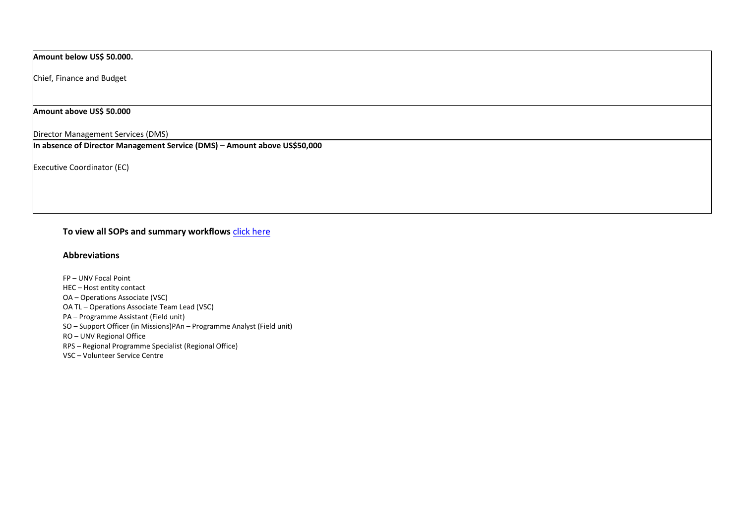| |
|---|
| **Amount below US$ 50.000.**<br><br>Chief, Finance and Budget |
| **Amount above US$ 50.000**<br><br>Director Management Services (DMS) |
| **In absence of Director Management Service (DMS) – Amount above US$50,000**<br><br>Executive Coordinator (EC) |

**To view all SOPs and summary workflows** click here

## Abbreviations

FP – UNV Focal Point
HEC – Host entity contact
OA – Operations Associate (VSC)
OA TL – Operations Associate Team Lead (VSC)
PA – Programme Assistant (Field unit)
SO – Support Officer (in Missions)PAn – Programme Analyst (Field unit)
RO – UNV Regional Office
RPS – Regional Programme Specialist (Regional Office)
VSC – Volunteer Service Centre